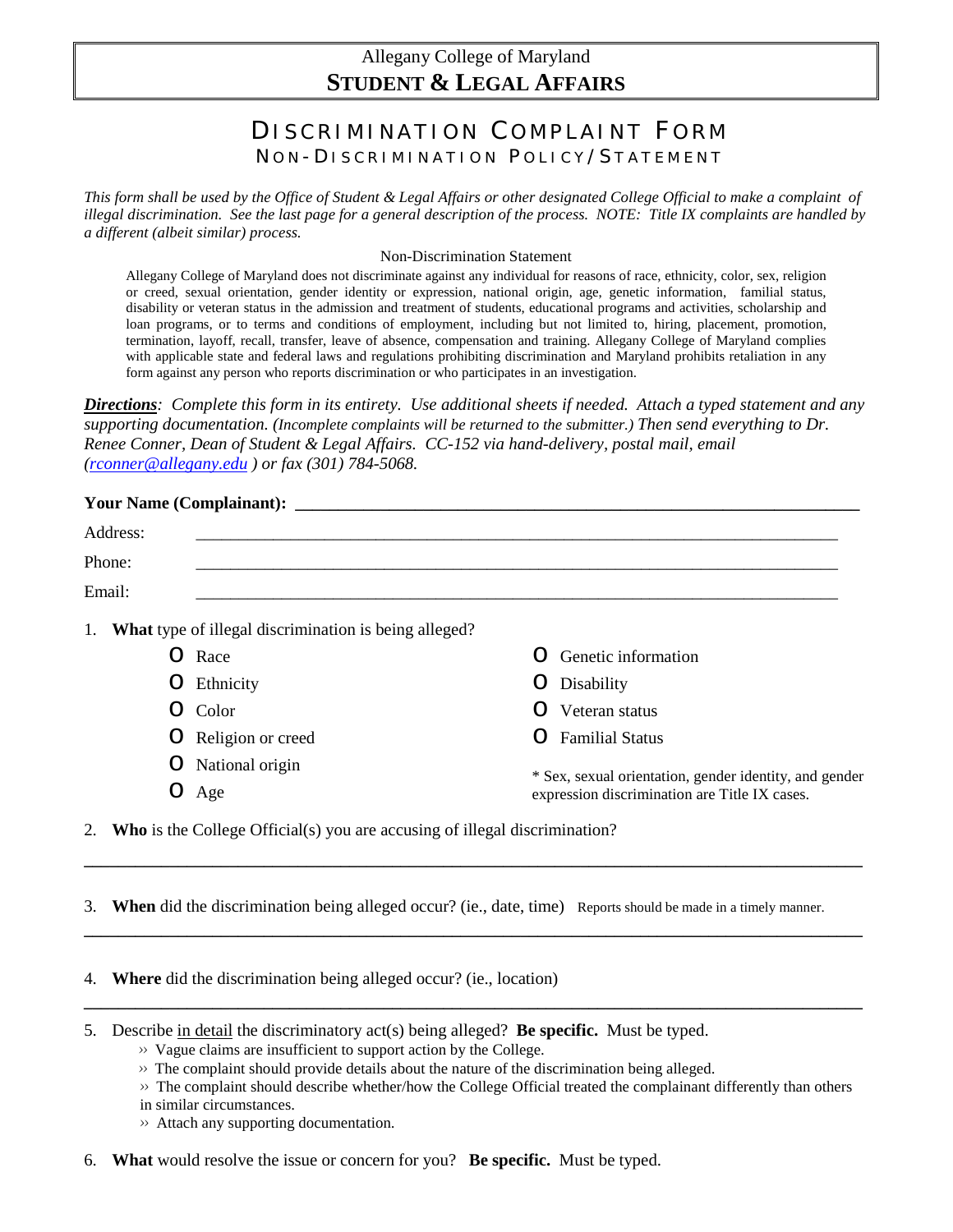Allegany College of Maryland

**STUDENT & LEGAL AFFAIRS**

# DISCRIMINATION COMPLAINT FORM

## NON-DISCRIMINATION POLICY/STATEMENT

*This form shall be used by the Office of Student & Legal Affairs or other designated College Official to make a complaint of illegal discrimination. See the last page for a general description of the process. NOTE: Title IX complaints are handled by a different (albeit similar) process.*

Non-Discrimination Statement

Allegany College of Maryland does not discriminate against any individual for reasons of race, ethnicity, color, sex, religion or creed, sexual orientation, gender identity or expression, national origin, age, genetic information, familial status, disability or veteran status in the admission and treatment of students, educational programs and activities, scholarship and loan programs, or to terms and conditions of employment, including but not limited to, hiring, placement, promotion, termination, layoff, recall, transfer, leave of absence, compensation and training. Allegany College of Maryland complies with applicable state and federal laws and regulations prohibiting discrimination and Maryland prohibits retaliation in any form against any person who reports discrimination or who participates in an investigation.

***Directions**: Complete this form in its entirety. Use additional sheets if needed. Attach a typed statement and any supporting documentation. (Incomplete complaints will be returned to the submitter.) Then send everything to Dr. Renee Conner, Dean of Student & Legal Affairs. CC-152 via hand-delivery, postal mail, email (rconner@allegany.edu ) or fax (301) 784-5068.*

**Your Name (Complainant):** ______________________________________________

Address: ______________________________________________

Phone: ______________________________________________

Email: ______________________________________________

1. **What** type of illegal discrimination is being alleged?
   - O Race
   - O Ethnicity
   - O Color
   - O Religion or creed
   - O National origin
   - O Age
   - O Genetic information
   - O Disability
   - O Veteran status
   - O Familial Status

   \* Sex, sexual orientation, gender identity, and gender expression discrimination are Title IX cases.

2. **Who** is the College Official(s) you are accusing of illegal discrimination?

______________________________________________

3. **When** did the discrimination being alleged occur? (ie., date, time) Reports should be made in a timely manner.

______________________________________________

4. **Where** did the discrimination being alleged occur? (ie., location)

______________________________________________

5. Describe in detail the discriminatory act(s) being alleged? **Be specific.** Must be typed.
   - › Vague claims are insufficient to support action by the College.
   - › The complaint should provide details about the nature of the discrimination being alleged.
   - › The complaint should describe whether/how the College Official treated the complainant differently than others in similar circumstances.
   - › Attach any supporting documentation.

6. **What** would resolve the issue or concern for you? **Be specific.** Must be typed.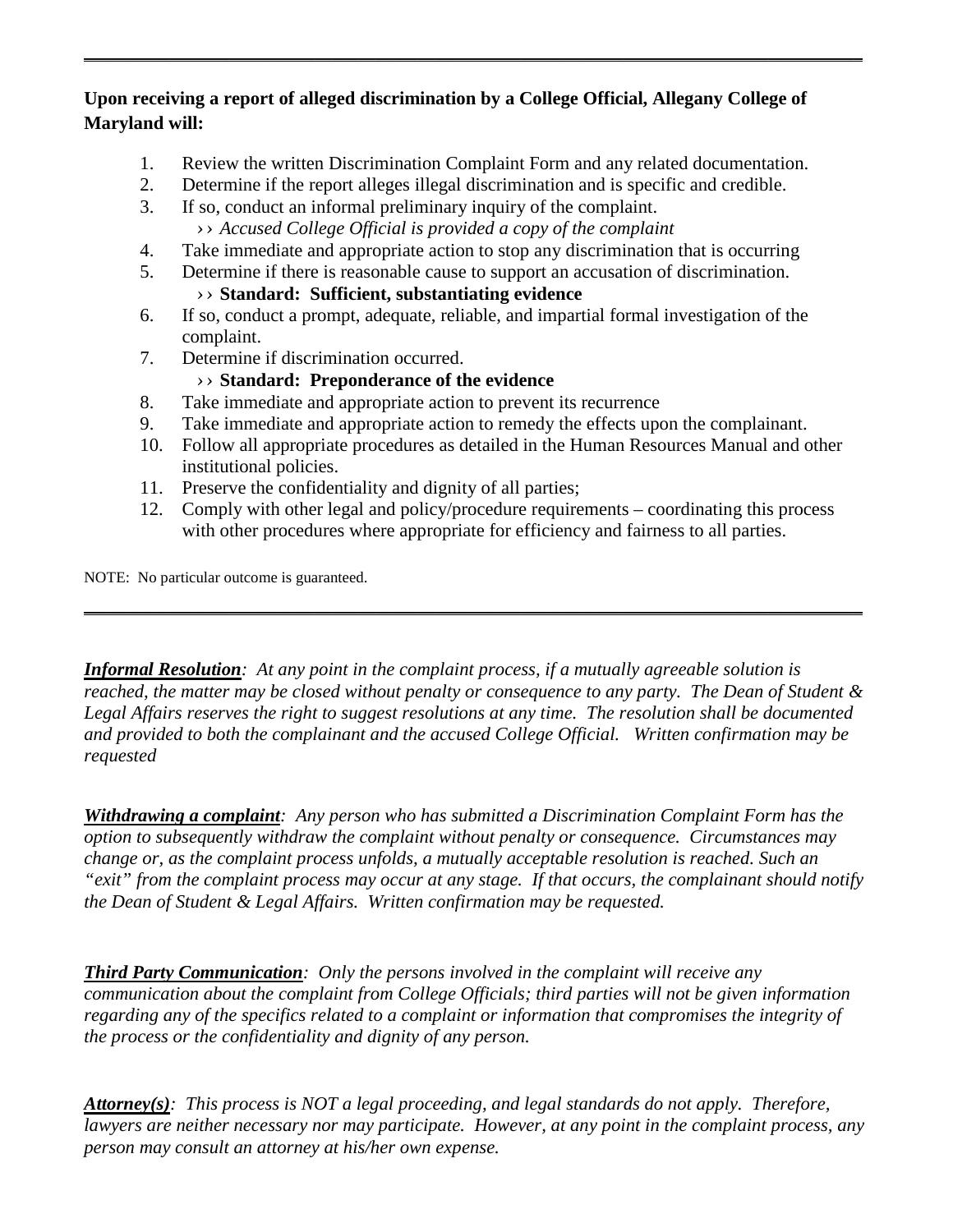---

**Upon receiving a report of alleged discrimination by a College Official, Allegany College of Maryland will:**

1. Review the written Discrimination Complaint Form and any related documentation.
2. Determine if the report alleges illegal discrimination and is specific and credible.
3. If so, conduct an informal preliminary inquiry of the complaint.
   ›› *Accused College Official is provided a copy of the complaint*
4. Take immediate and appropriate action to stop any discrimination that is occurring
5. Determine if there is reasonable cause to support an accusation of discrimination.
   ›› **Standard: Sufficient, substantiating evidence**
6. If so, conduct a prompt, adequate, reliable, and impartial formal investigation of the complaint.
7. Determine if discrimination occurred.
   ›› **Standard: Preponderance of the evidence**
8. Take immediate and appropriate action to prevent its recurrence
9. Take immediate and appropriate action to remedy the effects upon the complainant.
10. Follow all appropriate procedures as detailed in the Human Resources Manual and other institutional policies.
11. Preserve the confidentiality and dignity of all parties;
12. Comply with other legal and policy/procedure requirements – coordinating this process with other procedures where appropriate for efficiency and fairness to all parties.

NOTE: No particular outcome is guaranteed.

---

***Informal Resolution****: At any point in the complaint process, if a mutually agreeable solution is reached, the matter may be closed without penalty or consequence to any party. The Dean of Student & Legal Affairs reserves the right to suggest resolutions at any time. The resolution shall be documented and provided to both the complainant and the accused College Official. Written confirmation may be requested*

***Withdrawing a complaint****: Any person who has submitted a Discrimination Complaint Form has the option to subsequently withdraw the complaint without penalty or consequence. Circumstances may change or, as the complaint process unfolds, a mutually acceptable resolution is reached. Such an "exit" from the complaint process may occur at any stage. If that occurs, the complainant should notify the Dean of Student & Legal Affairs. Written confirmation may be requested.*

***Third Party Communication****: Only the persons involved in the complaint will receive any communication about the complaint from College Officials; third parties will not be given information regarding any of the specifics related to a complaint or information that compromises the integrity of the process or the confidentiality and dignity of any person.*

***Attorney(s)****: This process is NOT a legal proceeding, and legal standards do not apply. Therefore, lawyers are neither necessary nor may participate. However, at any point in the complaint process, any person may consult an attorney at his/her own expense.*